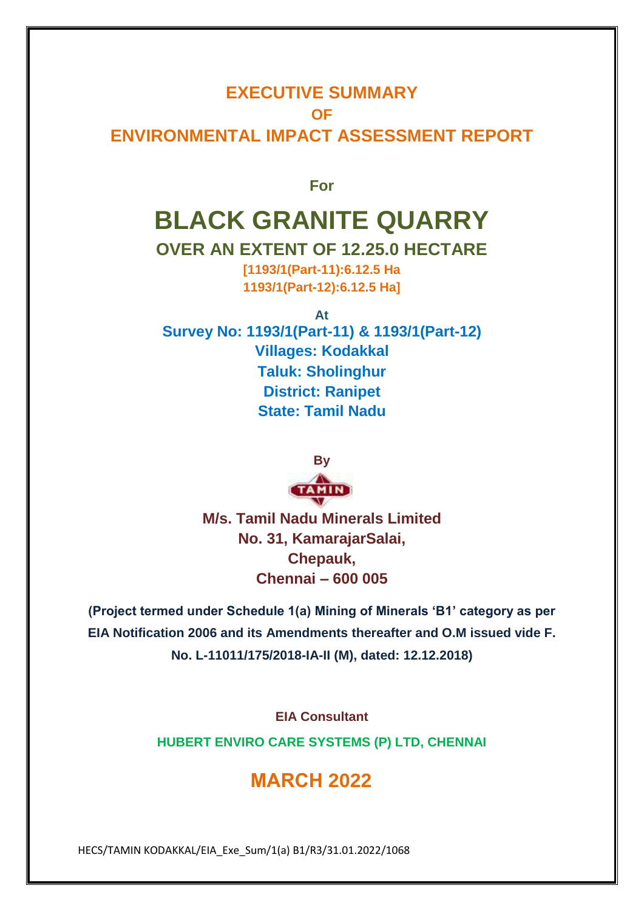# EXECUTIVE SUMMARY
# OF
# ENVIRONMENTAL IMPACT ASSESSMENT REPORT

**For**

# BLACK GRANITE QUARRY

## OVER AN EXTENT OF 12.25.0 HECTARE

**[1193/1(Part-11):6.12.5 Ha**
**1193/1(Part-12):6.12.5 Ha]**

**At**

**Survey No: 1193/1(Part-11) & 1193/1(Part-12)**
**Villages: Kodakkal**
**Taluk: Sholinghur**
**District: Ranipet**
**State: Tamil Nadu**

**By**

TAMIN

**M/s. Tamil Nadu Minerals Limited**
**No. 31, KamarajarSalai,**
**Chepauk,**
**Chennai – 600 005**

**(Project termed under Schedule 1(a) Mining of Minerals 'B1' category as per EIA Notification 2006 and its Amendments thereafter and O.M issued vide F. No. L-11011/175/2018-IA-II (M), dated: 12.12.2018)**

**EIA Consultant**

**HUBERT ENVIRO CARE SYSTEMS (P) LTD, CHENNAI**

## MARCH 2022

HECS/TAMIN KODAKKAL/EIA_Exe_Sum/1(a) B1/R3/31.01.2022/1068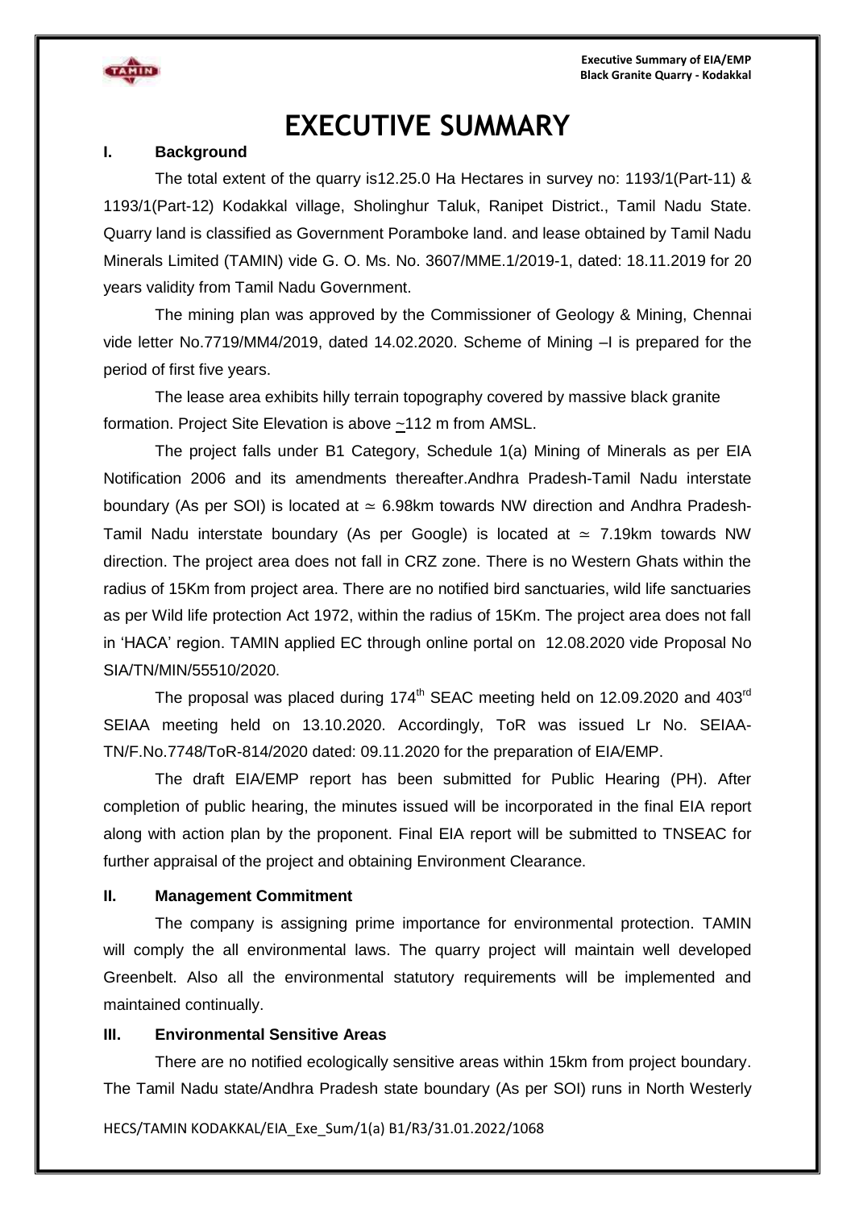# EXECUTIVE SUMMARY

## I. Background

The total extent of the quarry is12.25.0 Ha Hectares in survey no: 1193/1(Part-11) & 1193/1(Part-12) Kodakkal village, Sholinghur Taluk, Ranipet District., Tamil Nadu State. Quarry land is classified as Government Poramboke land. and lease obtained by Tamil Nadu Minerals Limited (TAMIN) vide G. O. Ms. No. 3607/MME.1/2019-1, dated: 18.11.2019 for 20 years validity from Tamil Nadu Government.

The mining plan was approved by the Commissioner of Geology & Mining, Chennai vide letter No.7719/MM4/2019, dated 14.02.2020. Scheme of Mining –I is prepared for the period of first five years.

The lease area exhibits hilly terrain topography covered by massive black granite formation. Project Site Elevation is above ~112 m from AMSL.

The project falls under B1 Category, Schedule 1(a) Mining of Minerals as per EIA Notification 2006 and its amendments thereafter.Andhra Pradesh-Tamil Nadu interstate boundary (As per SOI) is located at ≃ 6.98km towards NW direction and Andhra Pradesh-Tamil Nadu interstate boundary (As per Google) is located at ≃ 7.19km towards NW direction. The project area does not fall in CRZ zone. There is no Western Ghats within the radius of 15Km from project area. There are no notified bird sanctuaries, wild life sanctuaries as per Wild life protection Act 1972, within the radius of 15Km. The project area does not fall in 'HACA' region. TAMIN applied EC through online portal on 12.08.2020 vide Proposal No SIA/TN/MIN/55510/2020.

The proposal was placed during 174th SEAC meeting held on 12.09.2020 and 403rd SEIAA meeting held on 13.10.2020. Accordingly, ToR was issued Lr No. SEIAA-TN/F.No.7748/ToR-814/2020 dated: 09.11.2020 for the preparation of EIA/EMP.

The draft EIA/EMP report has been submitted for Public Hearing (PH). After completion of public hearing, the minutes issued will be incorporated in the final EIA report along with action plan by the proponent. Final EIA report will be submitted to TNSEAC for further appraisal of the project and obtaining Environment Clearance.

## II. Management Commitment

The company is assigning prime importance for environmental protection. TAMIN will comply the all environmental laws. The quarry project will maintain well developed Greenbelt. Also all the environmental statutory requirements will be implemented and maintained continually.

## III. Environmental Sensitive Areas

There are no notified ecologically sensitive areas within 15km from project boundary. The Tamil Nadu state/Andhra Pradesh state boundary (As per SOI) runs in North Westerly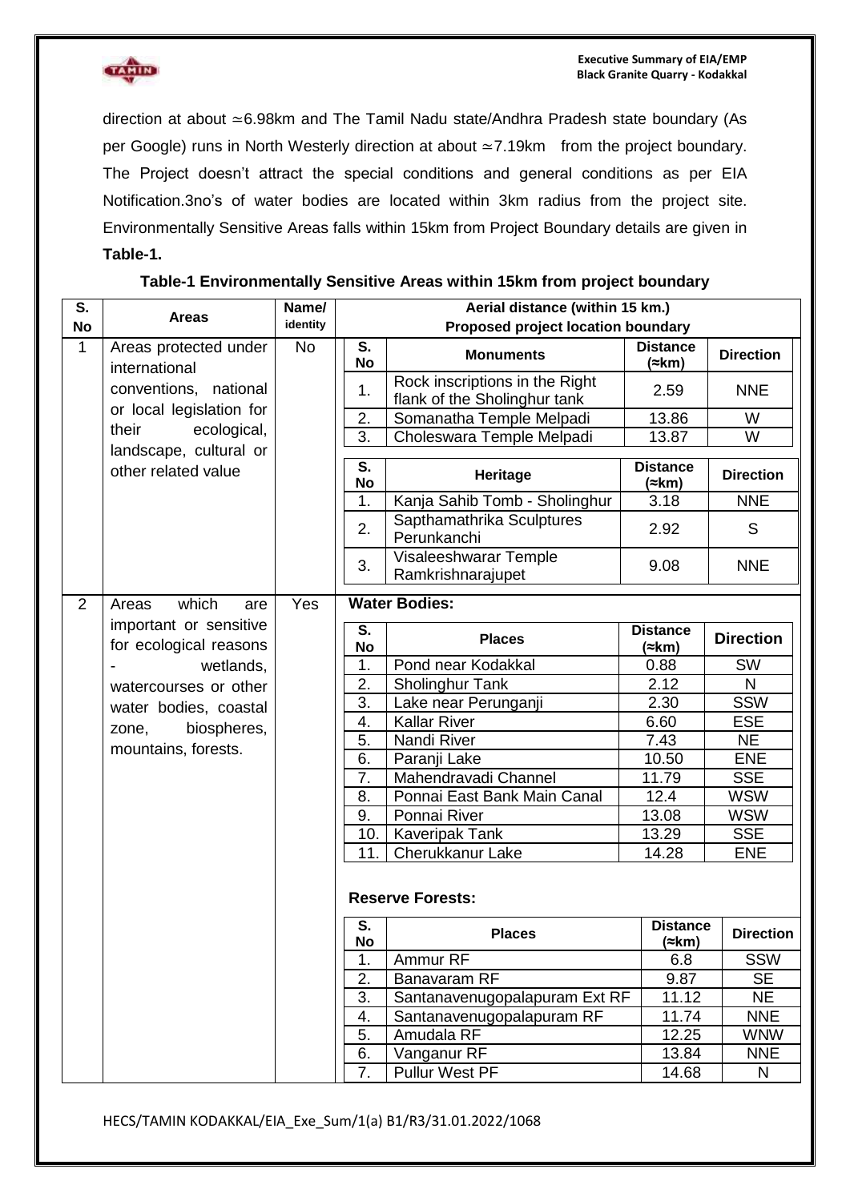direction at about ≃6.98km and The Tamil Nadu state/Andhra Pradesh state boundary (As per Google) runs in North Westerly direction at about ≃7.19km from the project boundary. The Project doesn't attract the special conditions and general conditions as per EIA Notification.3no's of water bodies are located within 3km radius from the project site. Environmentally Sensitive Areas falls within 15km from Project Boundary details are given in **Table-1.**

**Table-1 Environmentally Sensitive Areas within 15km from project boundary**

| S. No | Areas | Name/ identity | Aerial distance (within 15 km.) Proposed project location boundary | | | |
|---|---|---|---|---|---|---|
| 1 | Areas protected under international conventions, national or local legislation for their ecological, landscape, cultural or other related value | No | **S. No** | **Monuments** | **Distance (≈km)** | **Direction** |
| | | | 1. | Rock inscriptions in the Right flank of the Sholinghur tank | 2.59 | NNE |
| | | | 2. | Somanatha Temple Melpadi | 13.86 | W |
| | | | 3. | Choleswara Temple Melpadi | 13.87 | W |
| | | | **S. No** | **Heritage** | **Distance (≈km)** | **Direction** |
| | | | 1. | Kanja Sahib Tomb - Sholinghur | 3.18 | NNE |
| | | | 2. | Sapthamathrika Sculptures Perunkanchi | 2.92 | S |
| | | | 3. | Visaleeshwarar Temple Ramkrishnarajupet | 9.08 | NNE |
| 2 | Areas which are important or sensitive for ecological reasons - wetlands, watercourses or other water bodies, coastal zone, biospheres, mountains, forests. | Yes | **Water Bodies:** | | | |
| | | | **S. No** | **Places** | **Distance (≈km)** | **Direction** |
| | | | 1. | Pond near Kodakkal | 0.88 | SW |
| | | | 2. | Sholinghur Tank | 2.12 | N |
| | | | 3. | Lake near Perunganji | 2.30 | SSW |
| | | | 4. | Kallar River | 6.60 | ESE |
| | | | 5. | Nandi River | 7.43 | NE |
| | | | 6. | Paranji Lake | 10.50 | ENE |
| | | | 7. | Mahendravadi Channel | 11.79 | SSE |
| | | | 8. | Ponnai East Bank Main Canal | 12.4 | WSW |
| | | | 9. | Ponnai River | 13.08 | WSW |
| | | | 10. | Kaveripak Tank | 13.29 | SSE |
| | | | 11. | Cherukkanur Lake | 14.28 | ENE |
| | | | **Reserve Forests:** | | | |
| | | | **S. No** | **Places** | **Distance (≈km)** | **Direction** |
| | | | 1. | Ammur RF | 6.8 | SSW |
| | | | 2. | Banavaram RF | 9.87 | SE |
| | | | 3. | Santanavenugopalapuram Ext RF | 11.12 | NE |
| | | | 4. | Santanavenugopalapuram RF | 11.74 | NNE |
| | | | 5. | Amudala RF | 12.25 | WNW |
| | | | 6. | Vanganur RF | 13.84 | NNE |
| | | | 7. | Pullur West PF | 14.68 | N |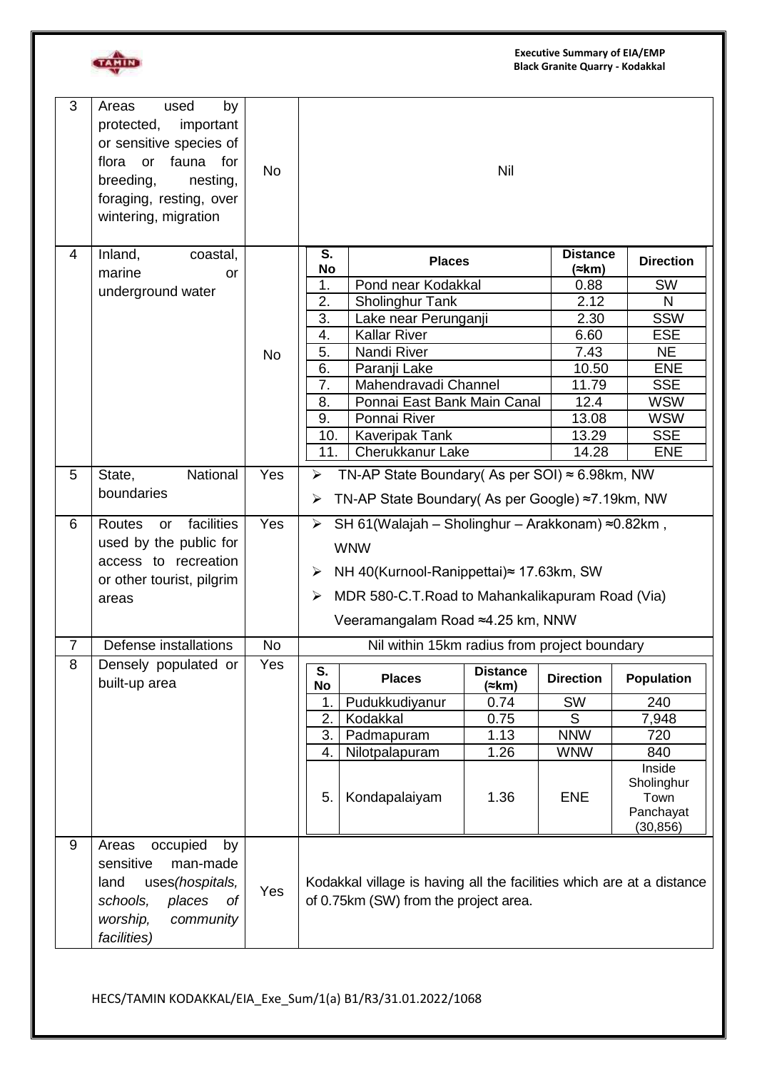| 3 | Areas used by protected, important or sensitive species of flora or fauna for breeding, nesting, foraging, resting, over wintering, migration | No | Nil |
|---|---|---|---|
| 4 | Inland, coastal, marine or underground water | No | <table><tr><th>S. No</th><th>Places</th><th>Distance (≈km)</th><th>Direction</th></tr><tr><td>1.</td><td>Pond near Kodakkal</td><td>0.88</td><td>SW</td></tr><tr><td>2.</td><td>Sholinghur Tank</td><td>2.12</td><td>N</td></tr><tr><td>3.</td><td>Lake near Perunganji</td><td>2.30</td><td>SSW</td></tr><tr><td>4.</td><td>Kallar River</td><td>6.60</td><td>ESE</td></tr><tr><td>5.</td><td>Nandi River</td><td>7.43</td><td>NE</td></tr><tr><td>6.</td><td>Paranji Lake</td><td>10.50</td><td>ENE</td></tr><tr><td>7.</td><td>Mahendravadi Channel</td><td>11.79</td><td>SSE</td></tr><tr><td>8.</td><td>Ponnai East Bank Main Canal</td><td>12.4</td><td>WSW</td></tr><tr><td>9.</td><td>Ponnai River</td><td>13.08</td><td>WSW</td></tr><tr><td>10.</td><td>Kaveripak Tank</td><td>13.29</td><td>SSE</td></tr><tr><td>11.</td><td>Cherukkanur Lake</td><td>14.28</td><td>ENE</td></tr></table> |
| 5 | State, National boundaries | Yes | ➢ TN-AP State Boundary( As per SOI) ≈ 6.98km, NW<br>➢ TN-AP State Boundary( As per Google) ≈7.19km, NW |
| 6 | Routes or facilities used by the public for access to recreation or other tourist, pilgrim areas | Yes | ➢ SH 61(Walajah – Sholinghur – Arakkonam) ≈0.82km , WNW<br>➢ NH 40(Kurnool-Ranippettai)≈ 17.63km, SW<br>➢ MDR 580-C.T.Road to Mahankalikapuram Road (Via) Veeramangalam Road ≈4.25 km, NNW |
| 7 | Defense installations | No | Nil within 15km radius from project boundary |
| 8 | Densely populated or built-up area | Yes | <table><tr><th>S. No</th><th>Places</th><th>Distance (≈km)</th><th>Direction</th><th>Population</th></tr><tr><td>1.</td><td>Pudukkudiyanur</td><td>0.74</td><td>SW</td><td>240</td></tr><tr><td>2.</td><td>Kodakkal</td><td>0.75</td><td>S</td><td>7,948</td></tr><tr><td>3.</td><td>Padmapuram</td><td>1.13</td><td>NNW</td><td>720</td></tr><tr><td>4.</td><td>Nilotpalapuram</td><td>1.26</td><td>WNW</td><td>840</td></tr><tr><td>5.</td><td>Kondapalaiyam</td><td>1.36</td><td>ENE</td><td>Inside Sholinghur Town Panchayat (30,856)</td></tr></table> |
| 9 | Areas occupied by sensitive man-made land uses*(hospitals, schools, places of worship, community facilities)* | Yes | Kodakkal village is having all the facilities which are at a distance of 0.75km (SW) from the project area. |

HECS/TAMIN KODAKKAL/EIA_Exe_Sum/1(a) B1/R3/31.01.2022/1068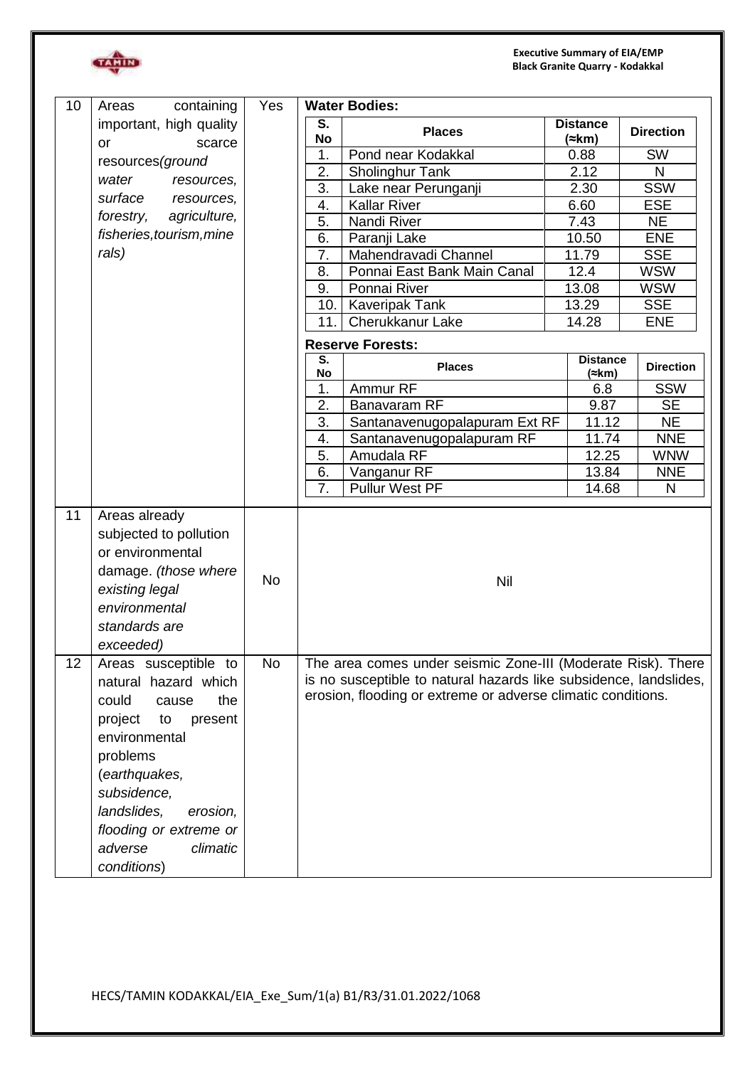| 10 | Areas containing important, high quality or scarce resources*(ground water resources, surface resources, forestry, agriculture, fisheries,tourism,minerals)* | Yes | **Water Bodies:**<br><br>S. No \| Places \| Distance (≈km) \| Direction<br>1. \| Pond near Kodakkal \| 0.88 \| SW<br>2. \| Sholinghur Tank \| 2.12 \| N<br>3. \| Lake near Perunganji \| 2.30 \| SSW<br>4. \| Kallar River \| 6.60 \| ESE<br>5. \| Nandi River \| 7.43 \| NE<br>6. \| Paranji Lake \| 10.50 \| ENE<br>7. \| Mahendravadi Channel \| 11.79 \| SSE<br>8. \| Ponnai East Bank Main Canal \| 12.4 \| WSW<br>9. \| Ponnai River \| 13.08 \| WSW<br>10. \| Kaveripak Tank \| 13.29 \| SSE<br>11. \| Cherukkanur Lake \| 14.28 \| ENE<br><br>**Reserve Forests:**<br><br>S. No \| Places \| Distance (≈km) \| Direction<br>1. \| Ammur RF \| 6.8 \| SSW<br>2. \| Banavaram RF \| 9.87 \| SE<br>3. \| Santanavenugopalapuram Ext RF \| 11.12 \| NE<br>4. \| Santanavenugopalapuram RF \| 11.74 \| NNE<br>5. \| Amudala RF \| 12.25 \| WNW<br>6. \| Vanganur RF \| 13.84 \| NNE<br>7. \| Pullur West PF \| 14.68 \| N |
|---|---|---|---|
| 11 | Areas already subjected to pollution or environmental damage. *(those where existing legal environmental standards are exceeded)* | No | Nil |
| 12 | Areas susceptible to natural hazard which could cause the project to present environmental problems (*earthquakes, subsidence, landslides, erosion, flooding or extreme or adverse climatic conditions*) | No | The area comes under seismic Zone-III (Moderate Risk). There is no susceptible to natural hazards like subsidence, landslides, erosion, flooding or extreme or adverse climatic conditions. |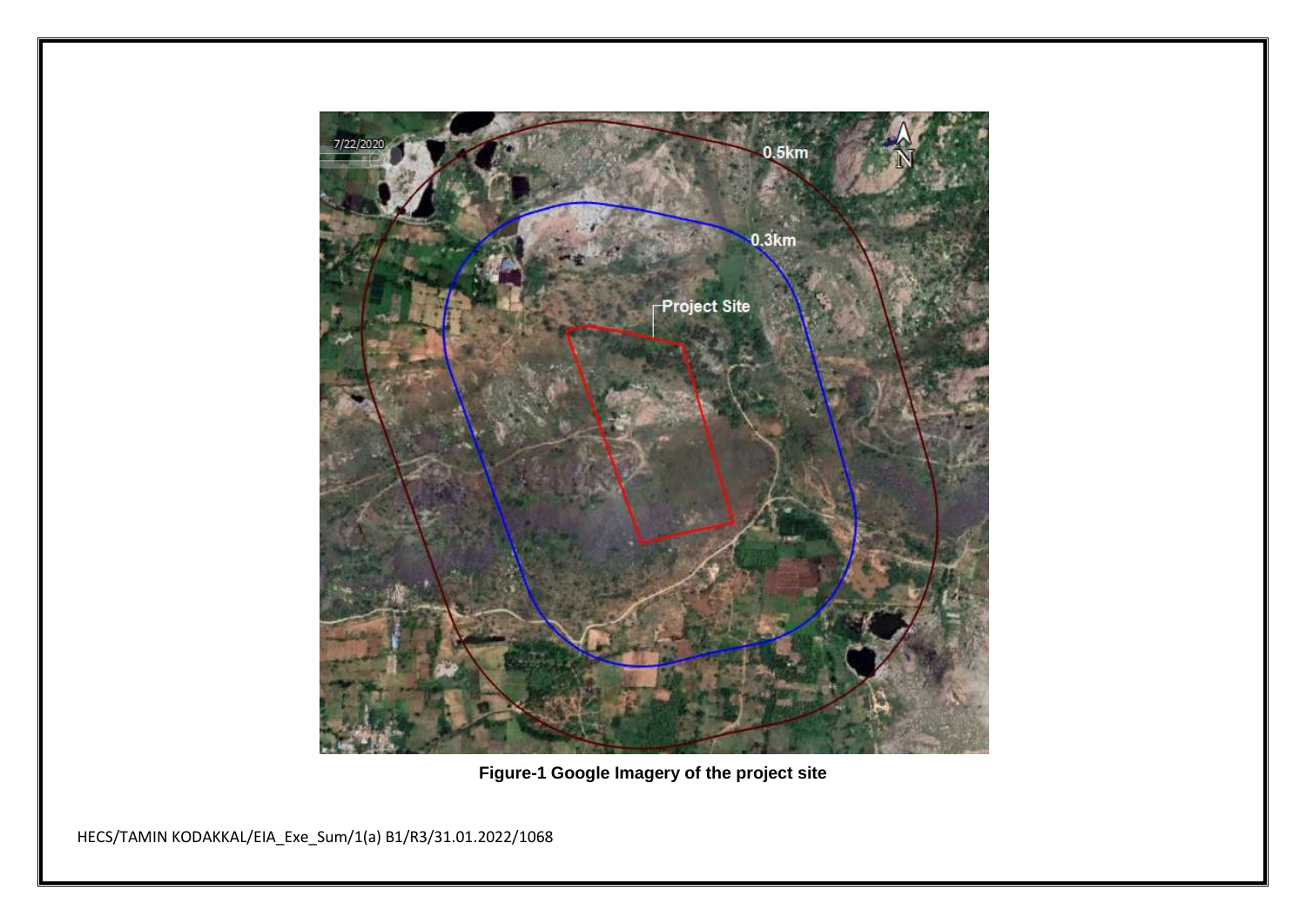Figure-1 Google Imagery of the project site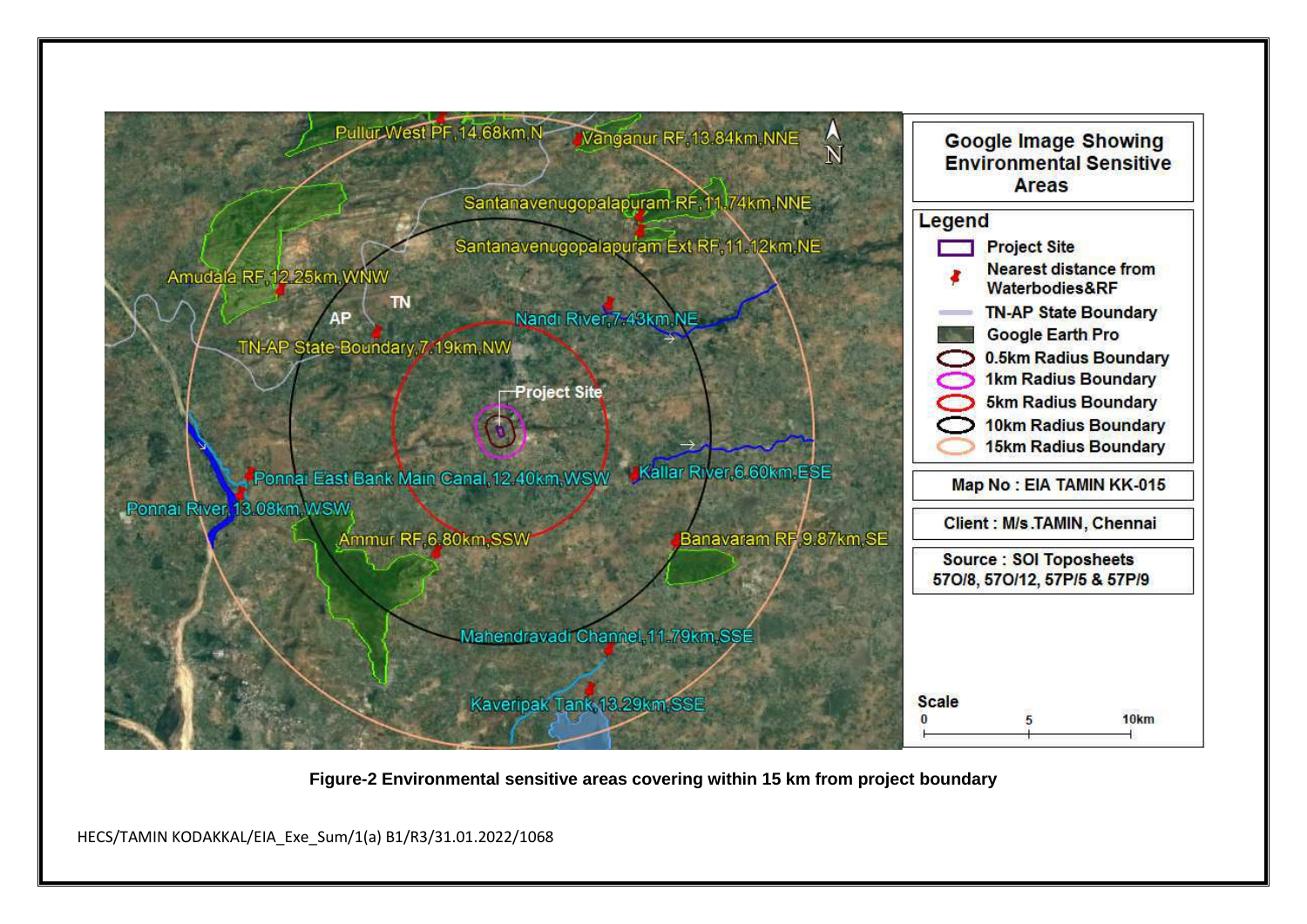Google Image Showing Environmental Sensitive Areas

**Legend**

- Project Site
- Nearest distance from Waterbodies&RF
- TN-AP State Boundary
- Google Earth Pro
- 0.5km Radius Boundary
- 1km Radius Boundary
- 5km Radius Boundary
- 10km Radius Boundary
- 15km Radius Boundary

Map No : EIA TAMIN KK-015

Client : M/s.TAMIN, Chennai

Source : SOI Toposheets 57O/8, 57O/12, 57P/5 & 57P/9

Scale: 0 – 5 – 10km

Pullur West PF,14.68km,N

Vanganur RF,13.84km,NNE

Santanavenugopalapuram RF,11.74km,NNE

Santanavenugopalapuram Ext RF,11.12km,NE

Amudala RF,12.25km,WNW

AP

TN

Nandi River,7.43km,NE

TN-AP State Boundary,7.19km,NW

Project Site

Ponnai East Bank Main Canal,12.40km,WSW

Kallar River,6.60km,ESE

Ponnai River,13.08km,WSW

Ammur RF,6.80km,SSW

Banavaram RF,9.87km,SE

Mahendravadi Channel,11.79km,SSE

Kaveripak Tank,13.29km,SSE

**Figure-2 Environmental sensitive areas covering within 15 km from project boundary**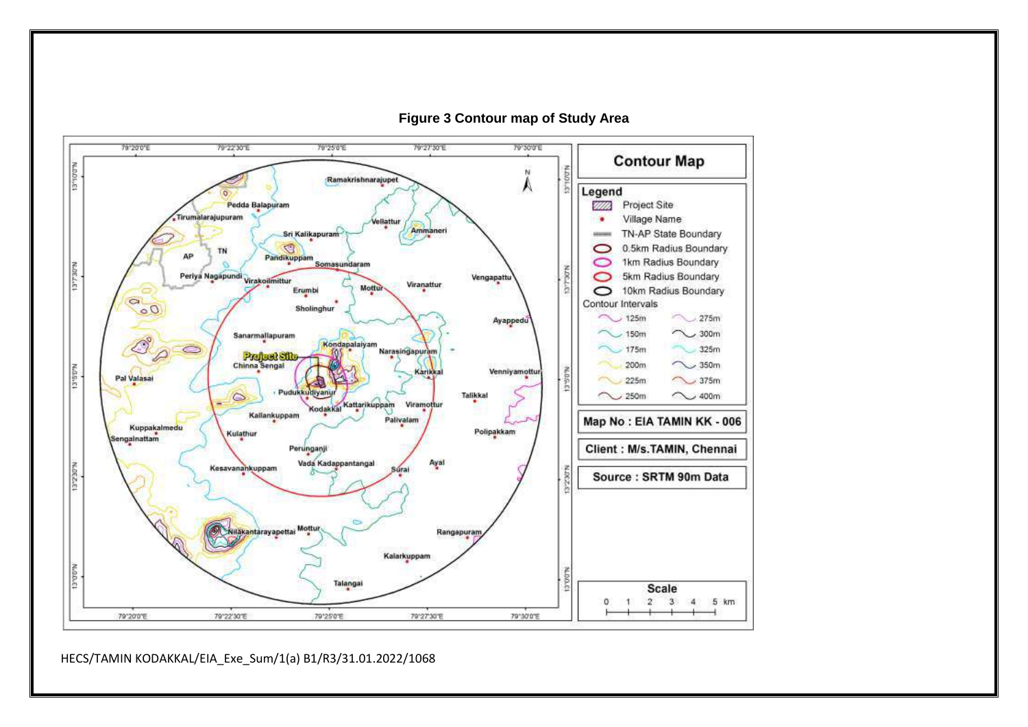**Figure 3 Contour map of Study Area**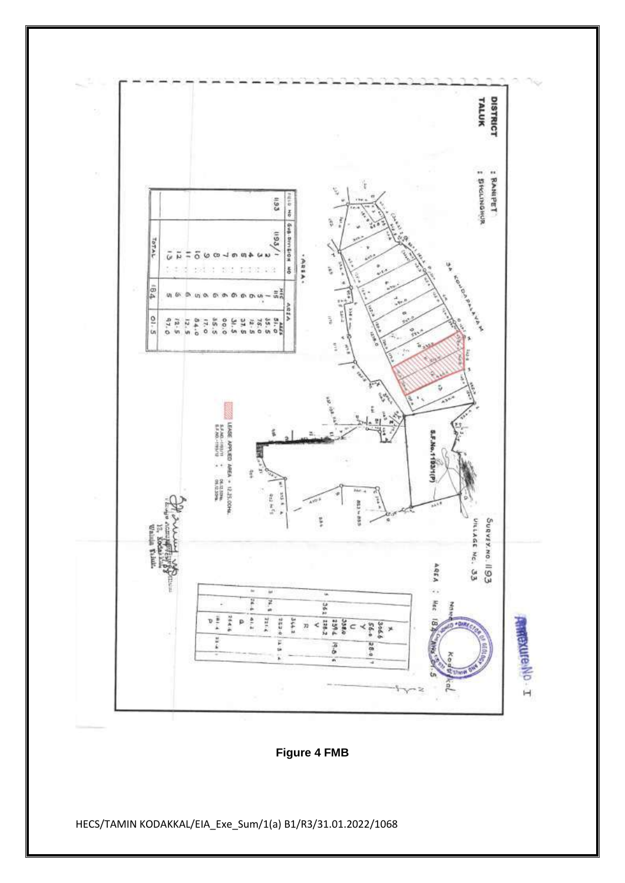**Annexure No. I**

DISTRICT : RANIPET
TALUK : SHOLINGHUR

SURVEY NO. 1193
VILLAGE NO. 33
AREA : Hec 184 . 01.5

S.F.No.1193/1(P)

KONDAPALAYAM

LEASE APPLIED AREA = 12.25.00Ha.

- AREA -

| FIELD NO | SUB DIVISION NO | AREA HEC | AREA AARS |
|---|---|---|---|
| 1193 | 1193/1 | 115 | 51.0 |
| | 2 | 1 | 35.5 |
| | 3 | 5 | 75.0 |
| | 4 | 6 | 12.5 |
| | 5 | 6 | 37.5 |
| | 6 | 6 | 31.5 |
| | 7 | 6 | 00.0 |
| | 8 | 6 | 35.5 |
| | 9 | 6 | 17.0 |
| | 10 | 5 | 84.0 |
| | 11 | 6 | 12.5 |
| | 12 | 6 | 12.5 |
| | 13 | 5 | 47.0 |
| | TOTAL | 184 | 01.5 |

Figure 4 FMB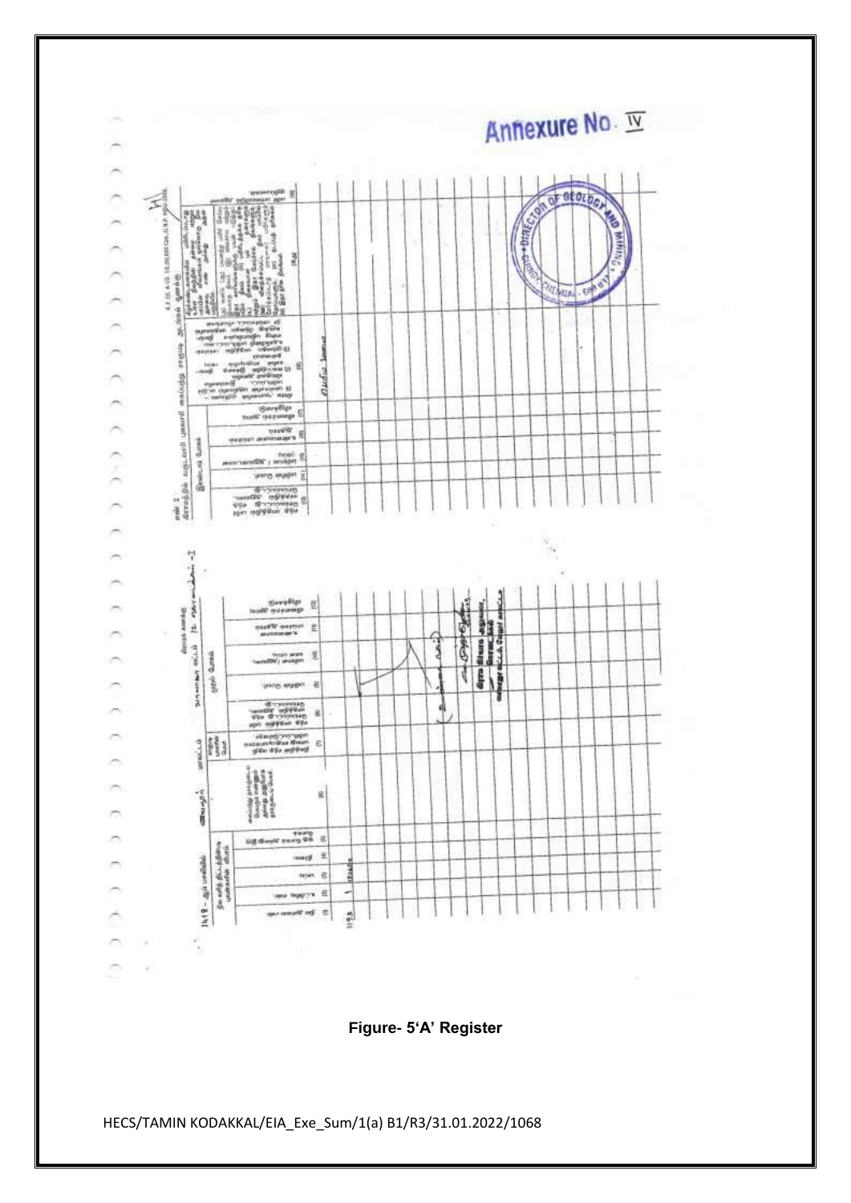Annexure No. IV

Figure- 5'A' Register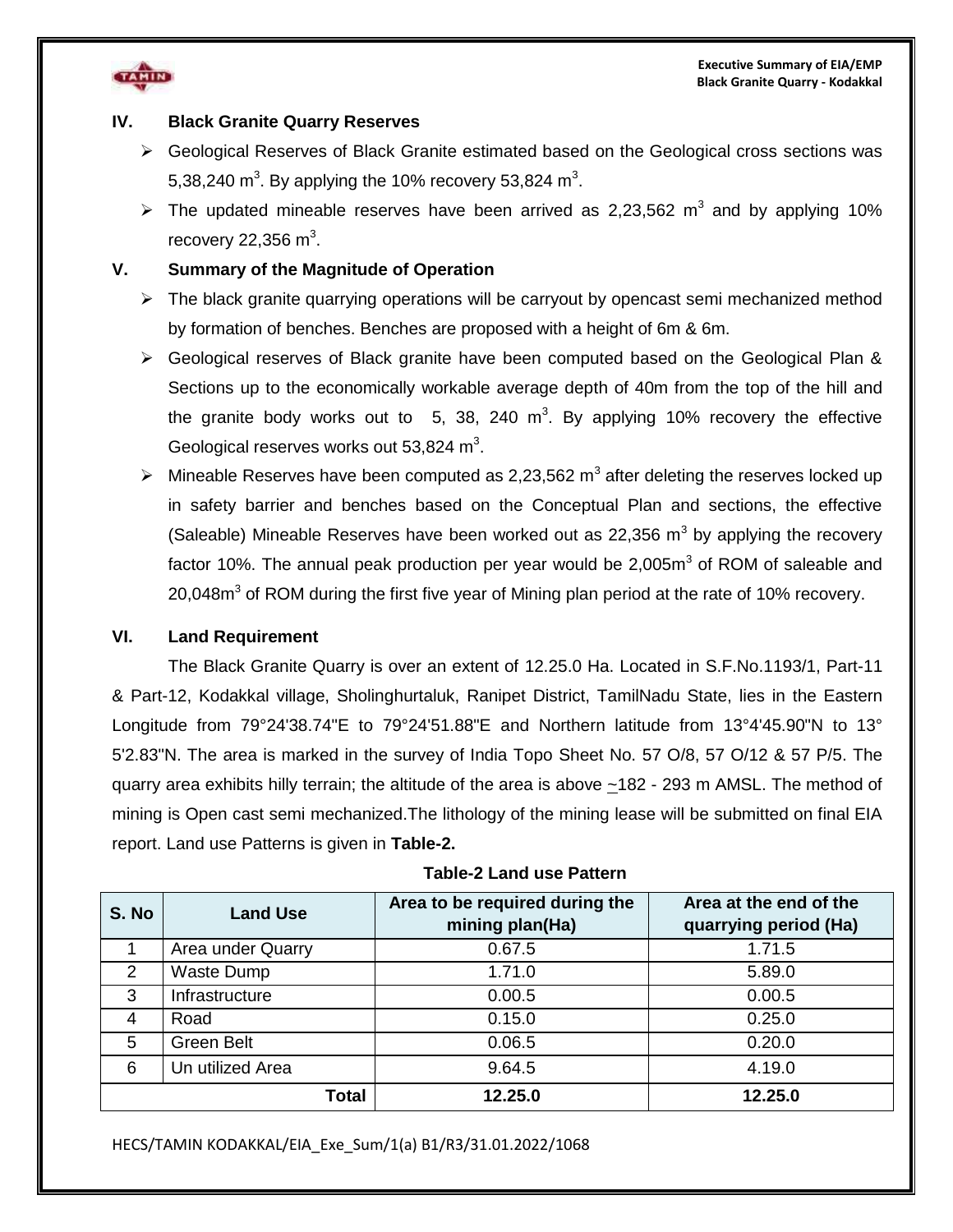## IV. Black Granite Quarry Reserves

- Geological Reserves of Black Granite estimated based on the Geological cross sections was 5,38,240 $m^3$. By applying the 10% recovery 53,824 $m^3$.
- The updated mineable reserves have been arrived as 2,23,562 $m^3$ and by applying 10% recovery 22,356 $m^3$.

## V. Summary of the Magnitude of Operation

- The black granite quarrying operations will be carryout by opencast semi mechanized method by formation of benches. Benches are proposed with a height of 6m & 6m.
- Geological reserves of Black granite have been computed based on the Geological Plan & Sections up to the economically workable average depth of 40m from the top of the hill and the granite body works out to 5, 38, 240 $m^3$. By applying 10% recovery the effective Geological reserves works out 53,824 $m^3$.
- Mineable Reserves have been computed as 2,23,562 $m^3$ after deleting the reserves locked up in safety barrier and benches based on the Conceptual Plan and sections, the effective (Saleable) Mineable Reserves have been worked out as 22,356 $m^3$ by applying the recovery factor 10%. The annual peak production per year would be 2,005$m^3$ of ROM of saleable and 20,048$m^3$ of ROM during the first five year of Mining plan period at the rate of 10% recovery.

## VI. Land Requirement

The Black Granite Quarry is over an extent of 12.25.0 Ha. Located in S.F.No.1193/1, Part-11 & Part-12, Kodakkal village, Sholinghurtaluk, Ranipet District, TamilNadu State, lies in the Eastern Longitude from 79°24'38.74"E to 79°24'51.88"E and Northern latitude from 13°4'45.90"N to 13° 5'2.83"N. The area is marked in the survey of India Topo Sheet No. 57 O/8, 57 O/12 & 57 P/5. The quarry area exhibits hilly terrain; the altitude of the area is above ~182 - 293 m AMSL. The method of mining is Open cast semi mechanized.The lithology of the mining lease will be submitted on final EIA report. Land use Patterns is given in **Table-2.**

**Table-2 Land use Pattern**

| S. No | Land Use | Area to be required during the mining plan(Ha) | Area at the end of the quarrying period (Ha) |
|---|---|---|---|
| 1 | Area under Quarry | 0.67.5 | 1.71.5 |
| 2 | Waste Dump | 1.71.0 | 5.89.0 |
| 3 | Infrastructure | 0.00.5 | 0.00.5 |
| 4 | Road | 0.15.0 | 0.25.0 |
| 5 | Green Belt | 0.06.5 | 0.20.0 |
| 6 | Un utilized Area | 9.64.5 | 4.19.0 |
| | **Total** | **12.25.0** | **12.25.0** |

HECS/TAMIN KODAKKAL/EIA_Exe_Sum/1(a) B1/R3/31.01.2022/1068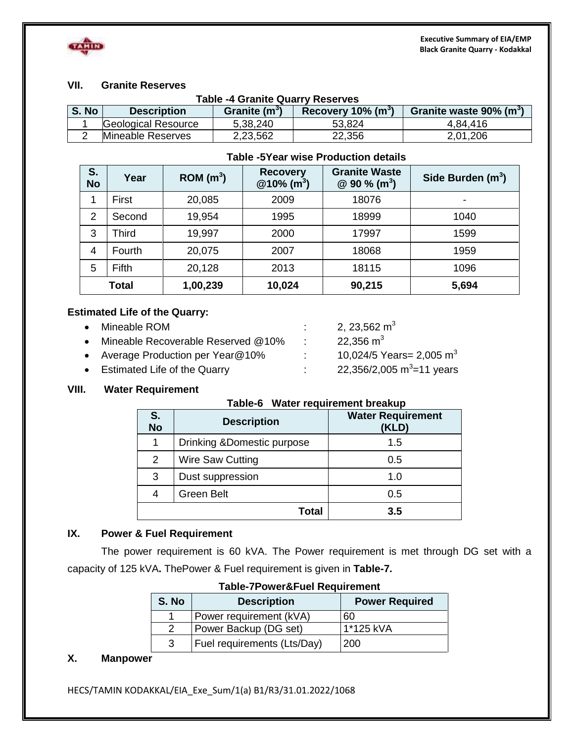## VII. Granite Reserves

**Table -4 Granite Quarry Reserves**

| S. No | Description | Granite ($m^3$) | Recovery 10% ($m^3$) | Granite waste 90% ($m^3$) |
|---|---|---|---|---|
| 1 | Geological Resource | 5,38,240 | 53,824 | 4,84,416 |
| 2 | Mineable Reserves | 2,23,562 | 22,356 | 2,01,206 |

**Table -5Year wise Production details**

| S. No | Year | ROM ($m^3$) | Recovery @10% ($m^3$) | Granite Waste @ 90 % ($m^3$) | Side Burden ($m^3$) |
|---|---|---|---|---|---|
| 1 | First | 20,085 | 2009 | 18076 | - |
| 2 | Second | 19,954 | 1995 | 18999 | 1040 |
| 3 | Third | 19,997 | 2000 | 17997 | 1599 |
| 4 | Fourth | 20,075 | 2007 | 18068 | 1959 |
| 5 | Fifth | 20,128 | 2013 | 18115 | 1096 |
| **Total** | | **1,00,239** | **10,024** | **90,215** | **5,694** |

**Estimated Life of the Quarry:**

- Mineable ROM : 2, 23,562 $m^3$
- Mineable Recoverable Reserved @10% : 22,356 $m^3$
- Average Production per Year@10% : 10,024/5 Years= 2,005 $m^3$
- Estimated Life of the Quarry : 22,356/2,005 $m^3$=11 years

## VIII. Water Requirement

**Table-6 Water requirement breakup**

| S. No | Description | Water Requirement (KLD) |
|---|---|---|
| 1 | Drinking &Domestic purpose | 1.5 |
| 2 | Wire Saw Cutting | 0.5 |
| 3 | Dust suppression | 1.0 |
| 4 | Green Belt | 0.5 |
| | **Total** | **3.5** |

## IX. Power & Fuel Requirement

The power requirement is 60 kVA. The Power requirement is met through DG set with a capacity of 125 kVA**.** ThePower & Fuel requirement is given in **Table-7.**

**Table-7Power&Fuel Requirement**

| S. No | Description | Power Required |
|---|---|---|
| 1 | Power requirement (kVA) | 60 |
| 2 | Power Backup (DG set) | 1*125 kVA |
| 3 | Fuel requirements (Lts/Day) | 200 |

## X. Manpower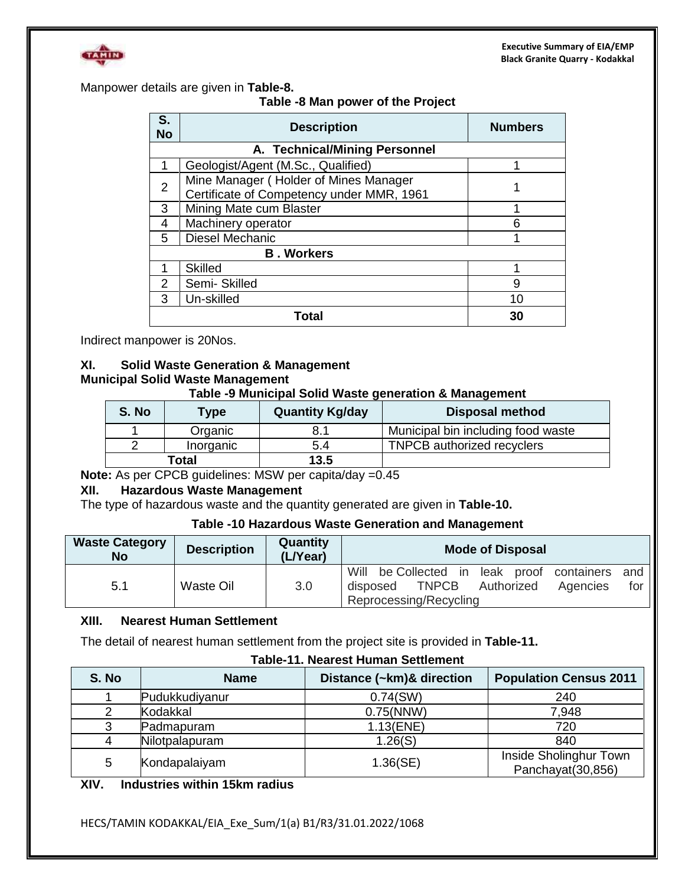Manpower details are given in **Table-8.**

**Table -8 Man power of the Project**

| S. No | Description | Numbers |
|---|---|---|
| **A. Technical/Mining Personnel** | | |
| 1 | Geologist/Agent (M.Sc., Qualified) | 1 |
| 2 | Mine Manager ( Holder of Mines Manager Certificate of Competency under MMR, 1961 | 1 |
| 3 | Mining Mate cum Blaster | 1 |
| 4 | Machinery operator | 6 |
| 5 | Diesel Mechanic | 1 |
| **B . Workers** | | |
| 1 | Skilled | 1 |
| 2 | Semi- Skilled | 9 |
| 3 | Un-skilled | 10 |
| **Total** | | **30** |

Indirect manpower is 20Nos.

### XI. Solid Waste Generation & Management

**Municipal Solid Waste Management**

**Table -9 Municipal Solid Waste generation & Management**

| S. No | Type | Quantity Kg/day | Disposal method |
|---|---|---|---|
| 1 | Organic | 8.1 | Municipal bin including food waste |
| 2 | Inorganic | 5.4 | TNPCB authorized recyclers |
| **Total** | | **13.5** | |

**Note:** As per CPCB guidelines: MSW per capita/day =0.45

### XII. Hazardous Waste Management

The type of hazardous waste and the quantity generated are given in **Table-10.**

**Table -10 Hazardous Waste Generation and Management**

| Waste Category No | Description | Quantity (L/Year) | Mode of Disposal |
|---|---|---|---|
| 5.1 | Waste Oil | 3.0 | Will be Collected in leak proof containers and disposed TNPCB Authorized Agencies for Reprocessing/Recycling |

### XIII. Nearest Human Settlement

The detail of nearest human settlement from the project site is provided in **Table-11.**

**Table-11. Nearest Human Settlement**

| S. No | Name | Distance (~km)& direction | Population Census 2011 |
|---|---|---|---|
| 1 | Pudukkudiyanur | 0.74(SW) | 240 |
| 2 | Kodakkal | 0.75(NNW) | 7,948 |
| 3 | Padmapuram | 1.13(ENE) | 720 |
| 4 | Nilotpalapuram | 1.26(S) | 840 |
| 5 | Kondapalaiyam | 1.36(SE) | Inside Sholinghur Town Panchayat(30,856) |

### XIV. Industries within 15km radius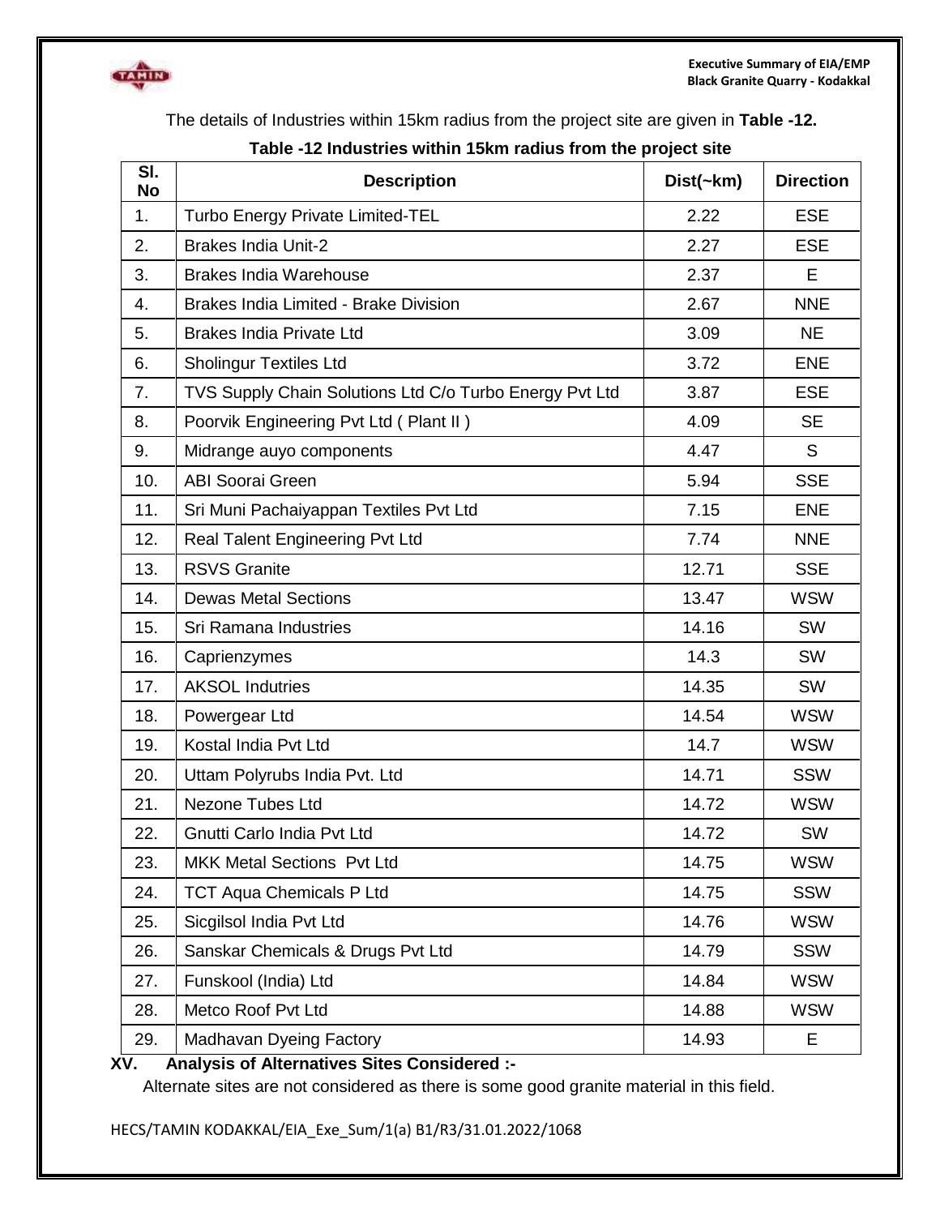The details of Industries within 15km radius from the project site are given in **Table -12.**

**Table -12 Industries within 15km radius from the project site**

| Sl. No | Description | Dist(~km) | Direction |
|---|---|---|---|
| 1. | Turbo Energy Private Limited-TEL | 2.22 | ESE |
| 2. | Brakes India Unit-2 | 2.27 | ESE |
| 3. | Brakes India Warehouse | 2.37 | E |
| 4. | Brakes India Limited - Brake Division | 2.67 | NNE |
| 5. | Brakes India Private Ltd | 3.09 | NE |
| 6. | Sholingur Textiles Ltd | 3.72 | ENE |
| 7. | TVS Supply Chain Solutions Ltd C/o Turbo Energy Pvt Ltd | 3.87 | ESE |
| 8. | Poorvik Engineering Pvt Ltd ( Plant II ) | 4.09 | SE |
| 9. | Midrange auyo components | 4.47 | S |
| 10. | ABI Soorai Green | 5.94 | SSE |
| 11. | Sri Muni Pachaiyappan Textiles Pvt Ltd | 7.15 | ENE |
| 12. | Real Talent Engineering Pvt Ltd | 7.74 | NNE |
| 13. | RSVS Granite | 12.71 | SSE |
| 14. | Dewas Metal Sections | 13.47 | WSW |
| 15. | Sri Ramana Industries | 14.16 | SW |
| 16. | Caprienzymes | 14.3 | SW |
| 17. | AKSOL Indutries | 14.35 | SW |
| 18. | Powergear Ltd | 14.54 | WSW |
| 19. | Kostal India Pvt Ltd | 14.7 | WSW |
| 20. | Uttam Polyrubs India Pvt. Ltd | 14.71 | SSW |
| 21. | Nezone Tubes Ltd | 14.72 | WSW |
| 22. | Gnutti Carlo India Pvt Ltd | 14.72 | SW |
| 23. | MKK Metal Sections Pvt Ltd | 14.75 | WSW |
| 24. | TCT Aqua Chemicals P Ltd | 14.75 | SSW |
| 25. | Sicgilsol India Pvt Ltd | 14.76 | WSW |
| 26. | Sanskar Chemicals & Drugs Pvt Ltd | 14.79 | SSW |
| 27. | Funskool (India) Ltd | 14.84 | WSW |
| 28. | Metco Roof Pvt Ltd | 14.88 | WSW |
| 29. | Madhavan Dyeing Factory | 14.93 | E |

## XV. Analysis of Alternatives Sites Considered :-

Alternate sites are not considered as there is some good granite material in this field.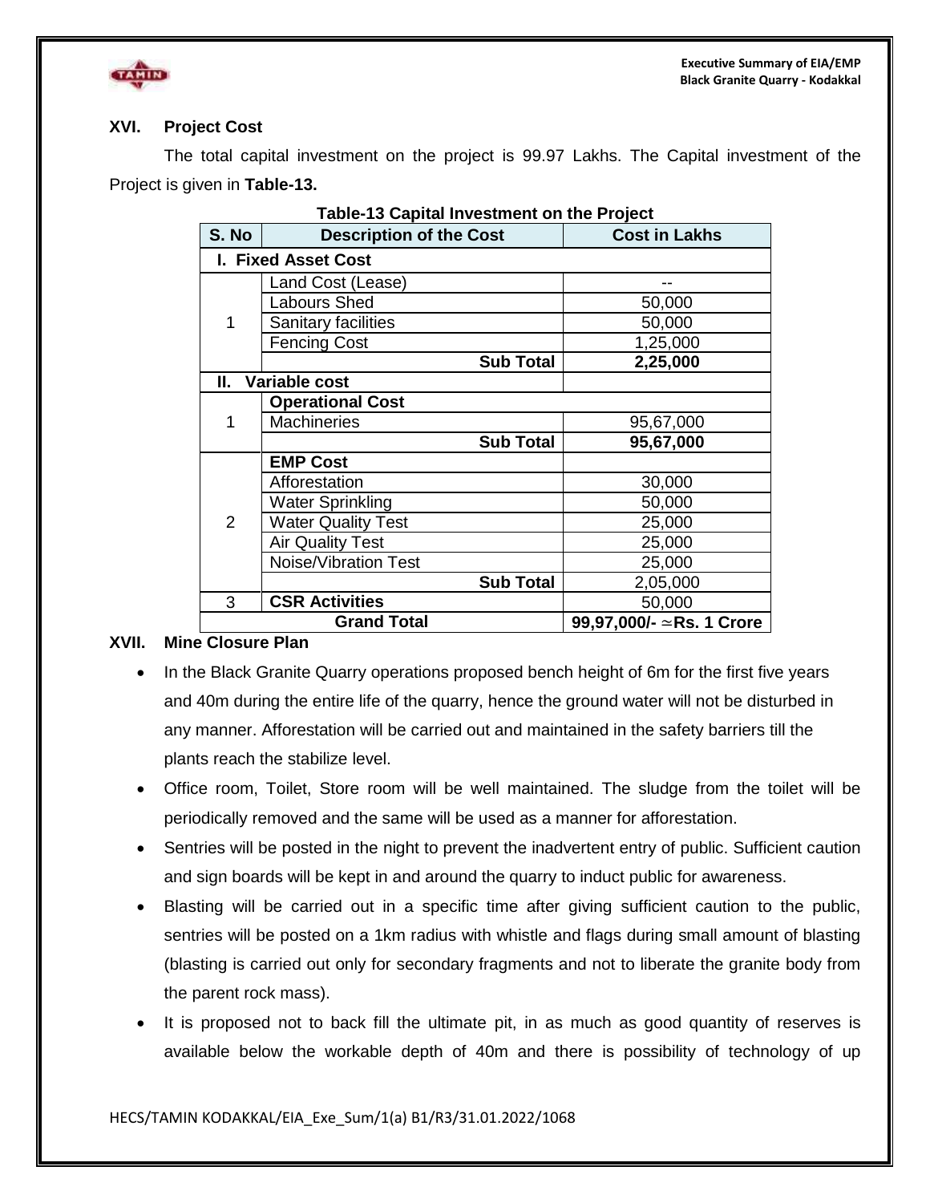## XVI. Project Cost

The total capital investment on the project is 99.97 Lakhs. The Capital investment of the Project is given in **Table-13.**

**Table-13 Capital Investment on the Project**

| S. No | Description of the Cost | Cost in Lakhs |
|---|---|---|
| **I. Fixed Asset Cost** | | |
| 1 | Land Cost (Lease) | -- |
| | Labours Shed | 50,000 |
| | Sanitary facilities | 50,000 |
| | Fencing Cost | 1,25,000 |
| | **Sub Total** | **2,25,000** |
| **II. Variable cost** | | |
| 1 | **Operational Cost** | |
| | Machineries | 95,67,000 |
| | **Sub Total** | **95,67,000** |
| 2 | **EMP Cost** | |
| | Afforestation | 30,000 |
| | Water Sprinkling | 50,000 |
| | Water Quality Test | 25,000 |
| | Air Quality Test | 25,000 |
| | Noise/Vibration Test | 25,000 |
| | **Sub Total** | 2,05,000 |
| 3 | **CSR Activities** | 50,000 |
| **Grand Total** | | **99,97,000/- ≃Rs. 1 Crore** |

## XVII. Mine Closure Plan

- In the Black Granite Quarry operations proposed bench height of 6m for the first five years and 40m during the entire life of the quarry, hence the ground water will not be disturbed in any manner. Afforestation will be carried out and maintained in the safety barriers till the plants reach the stabilize level.
- Office room, Toilet, Store room will be well maintained. The sludge from the toilet will be periodically removed and the same will be used as a manner for afforestation.
- Sentries will be posted in the night to prevent the inadvertent entry of public. Sufficient caution and sign boards will be kept in and around the quarry to induct public for awareness.
- Blasting will be carried out in a specific time after giving sufficient caution to the public, sentries will be posted on a 1km radius with whistle and flags during small amount of blasting (blasting is carried out only for secondary fragments and not to liberate the granite body from the parent rock mass).
- It is proposed not to back fill the ultimate pit, in as much as good quantity of reserves is available below the workable depth of 40m and there is possibility of technology of up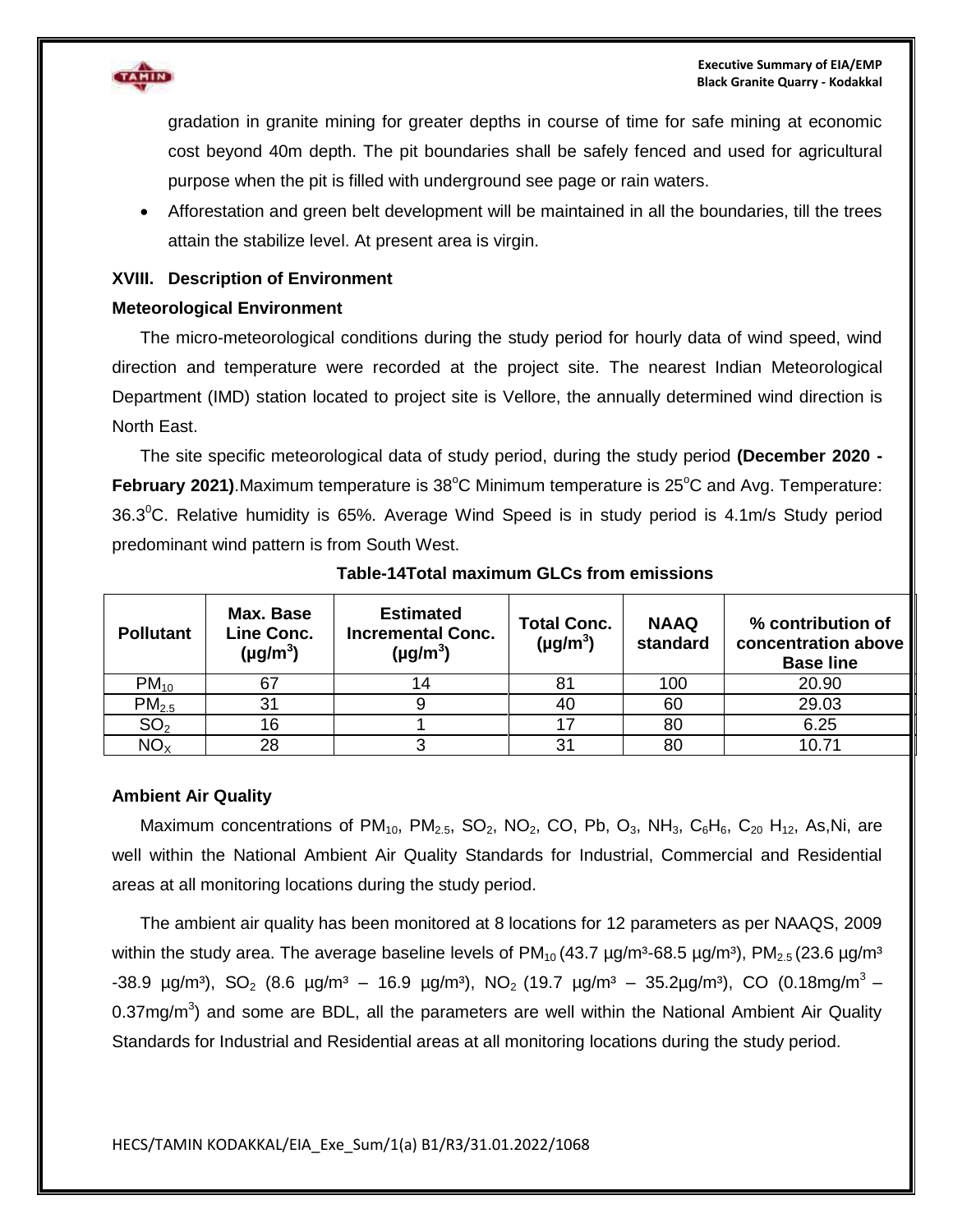gradation in granite mining for greater depths in course of time for safe mining at economic cost beyond 40m depth. The pit boundaries shall be safely fenced and used for agricultural purpose when the pit is filled with underground see page or rain waters.

- Afforestation and green belt development will be maintained in all the boundaries, till the trees attain the stabilize level. At present area is virgin.

## XVIII. Description of Environment

### Meteorological Environment

The micro-meteorological conditions during the study period for hourly data of wind speed, wind direction and temperature were recorded at the project site. The nearest Indian Meteorological Department (IMD) station located to project site is Vellore, the annually determined wind direction is North East.

The site specific meteorological data of study period, during the study period **(December 2020 - February 2021)**.Maximum temperature is 38°C Minimum temperature is 25°C and Avg. Temperature: 36.3°C. Relative humidity is 65%. Average Wind Speed is in study period is 4.1m/s Study period predominant wind pattern is from South West.

**Table-14Total maximum GLCs from emissions**

| Pollutant | Max. Base Line Conc. (µg/m³) | Estimated Incremental Conc. (µg/m³) | Total Conc. (µg/m³) | NAAQ standard | % contribution of concentration above Base line |
|---|---|---|---|---|---|
| $PM_{10}$ | 67 | 14 | 81 | 100 | 20.90 |
| $PM_{2.5}$ | 31 | 9 | 40 | 60 | 29.03 |
| $SO_2$ | 16 | 1 | 17 | 80 | 6.25 |
| $NO_X$ | 28 | 3 | 31 | 80 | 10.71 |

### Ambient Air Quality

Maximum concentrations of $PM_{10}$, $PM_{2.5}$, $SO_2$, $NO_2$, CO, Pb, $O_3$, $NH_3$, $C_6H_6$, $C_{20}H_{12}$, As,Ni, are well within the National Ambient Air Quality Standards for Industrial, Commercial and Residential areas at all monitoring locations during the study period.

The ambient air quality has been monitored at 8 locations for 12 parameters as per NAAQS, 2009 within the study area. The average baseline levels of $PM_{10}$ (43.7 µg/m³-68.5 µg/m³), $PM_{2.5}$ (23.6 µg/m³ -38.9 µg/m³), $SO_2$ (8.6 µg/m³ – 16.9 µg/m³), $NO_2$ (19.7 µg/m³ – 35.2µg/m³), CO (0.18mg/m³ – 0.37mg/m³) and some are BDL, all the parameters are well within the National Ambient Air Quality Standards for Industrial and Residential areas at all monitoring locations during the study period.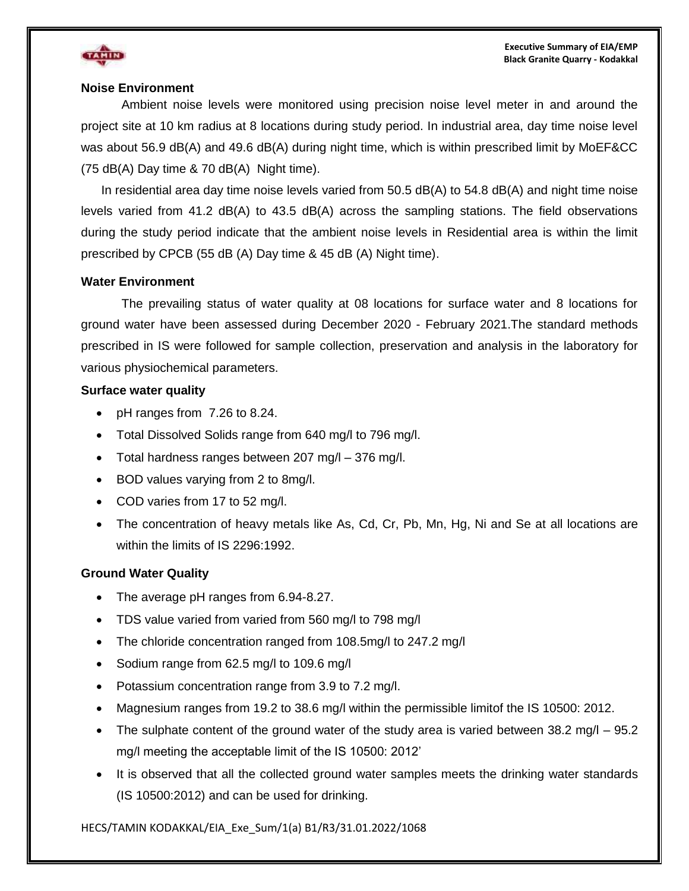## Noise Environment

Ambient noise levels were monitored using precision noise level meter in and around the project site at 10 km radius at 8 locations during study period. In industrial area, day time noise level was about 56.9 dB(A) and 49.6 dB(A) during night time, which is within prescribed limit by MoEF&CC (75 dB(A) Day time & 70 dB(A) Night time).

In residential area day time noise levels varied from 50.5 dB(A) to 54.8 dB(A) and night time noise levels varied from 41.2 dB(A) to 43.5 dB(A) across the sampling stations. The field observations during the study period indicate that the ambient noise levels in Residential area is within the limit prescribed by CPCB (55 dB (A) Day time & 45 dB (A) Night time).

## Water Environment

The prevailing status of water quality at 08 locations for surface water and 8 locations for ground water have been assessed during December 2020 - February 2021.The standard methods prescribed in IS were followed for sample collection, preservation and analysis in the laboratory for various physiochemical parameters.

### Surface water quality

- pH ranges from 7.26 to 8.24.
- Total Dissolved Solids range from 640 mg/l to 796 mg/l.
- Total hardness ranges between 207 mg/l – 376 mg/l.
- BOD values varying from 2 to 8mg/l.
- COD varies from 17 to 52 mg/l.
- The concentration of heavy metals like As, Cd, Cr, Pb, Mn, Hg, Ni and Se at all locations are within the limits of IS 2296:1992.

### Ground Water Quality

- The average pH ranges from 6.94-8.27.
- TDS value varied from varied from 560 mg/l to 798 mg/l
- The chloride concentration ranged from 108.5mg/l to 247.2 mg/l
- Sodium range from 62.5 mg/l to 109.6 mg/l
- Potassium concentration range from 3.9 to 7.2 mg/l.
- Magnesium ranges from 19.2 to 38.6 mg/l within the permissible limitof the IS 10500: 2012.
- The sulphate content of the ground water of the study area is varied between 38.2 mg/l – 95.2 mg/l meeting the acceptable limit of the IS 10500: 2012'
- It is observed that all the collected ground water samples meets the drinking water standards (IS 10500:2012) and can be used for drinking.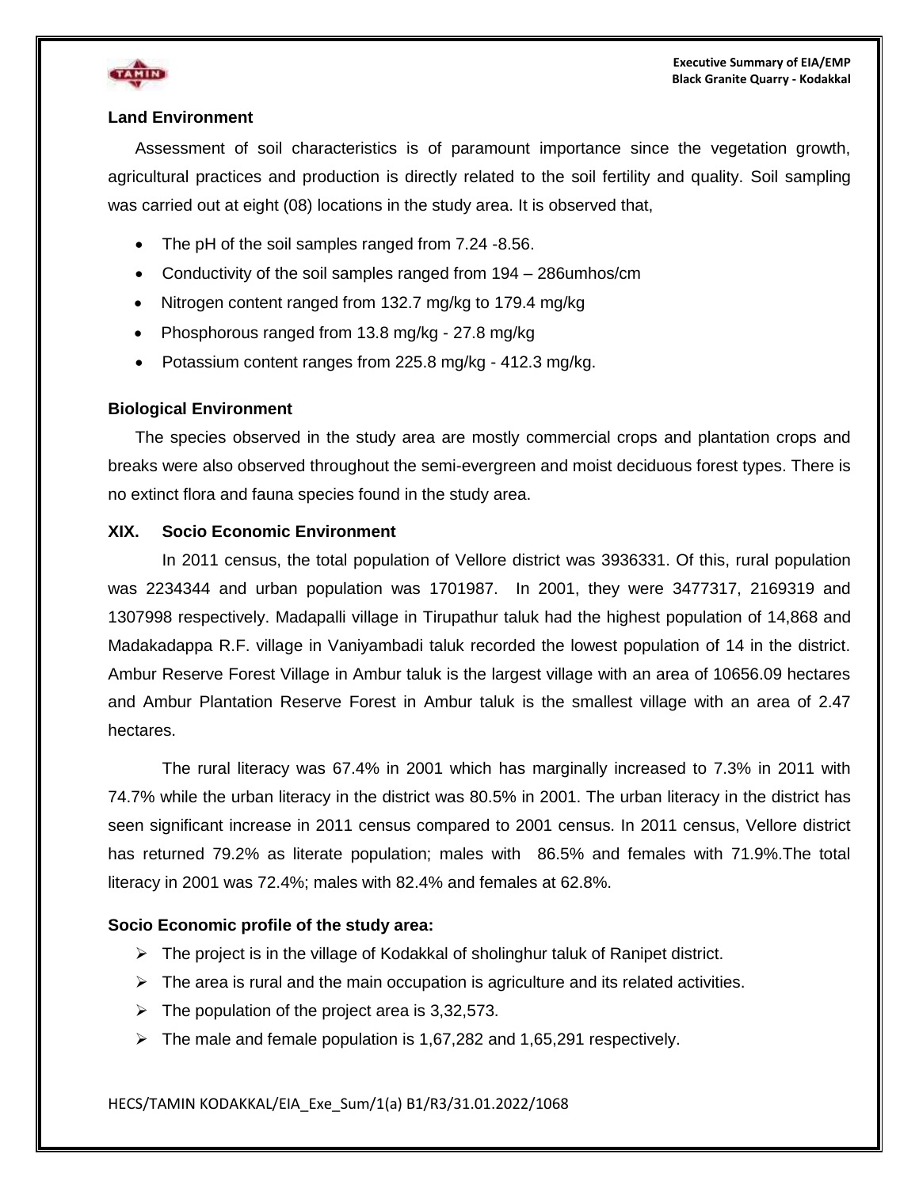### Land Environment

Assessment of soil characteristics is of paramount importance since the vegetation growth, agricultural practices and production is directly related to the soil fertility and quality. Soil sampling was carried out at eight (08) locations in the study area. It is observed that,

- The pH of the soil samples ranged from 7.24 -8.56.
- Conductivity of the soil samples ranged from 194 – 286umhos/cm
- Nitrogen content ranged from 132.7 mg/kg to 179.4 mg/kg
- Phosphorous ranged from 13.8 mg/kg - 27.8 mg/kg
- Potassium content ranges from 225.8 mg/kg - 412.3 mg/kg.

### Biological Environment

The species observed in the study area are mostly commercial crops and plantation crops and breaks were also observed throughout the semi-evergreen and moist deciduous forest types. There is no extinct flora and fauna species found in the study area.

### XIX. Socio Economic Environment

In 2011 census, the total population of Vellore district was 3936331. Of this, rural population was 2234344 and urban population was 1701987. In 2001, they were 3477317, 2169319 and 1307998 respectively. Madapalli village in Tirupathur taluk had the highest population of 14,868 and Madakadappa R.F. village in Vaniyambadi taluk recorded the lowest population of 14 in the district. Ambur Reserve Forest Village in Ambur taluk is the largest village with an area of 10656.09 hectares and Ambur Plantation Reserve Forest in Ambur taluk is the smallest village with an area of 2.47 hectares.

The rural literacy was 67.4% in 2001 which has marginally increased to 7.3% in 2011 with 74.7% while the urban literacy in the district was 80.5% in 2001. The urban literacy in the district has seen significant increase in 2011 census compared to 2001 census. In 2011 census, Vellore district has returned 79.2% as literate population; males with 86.5% and females with 71.9%.The total literacy in 2001 was 72.4%; males with 82.4% and females at 62.8%.

### Socio Economic profile of the study area:

- The project is in the village of Kodakkal of sholinghur taluk of Ranipet district.
- The area is rural and the main occupation is agriculture and its related activities.
- The population of the project area is 3,32,573.
- The male and female population is 1,67,282 and 1,65,291 respectively.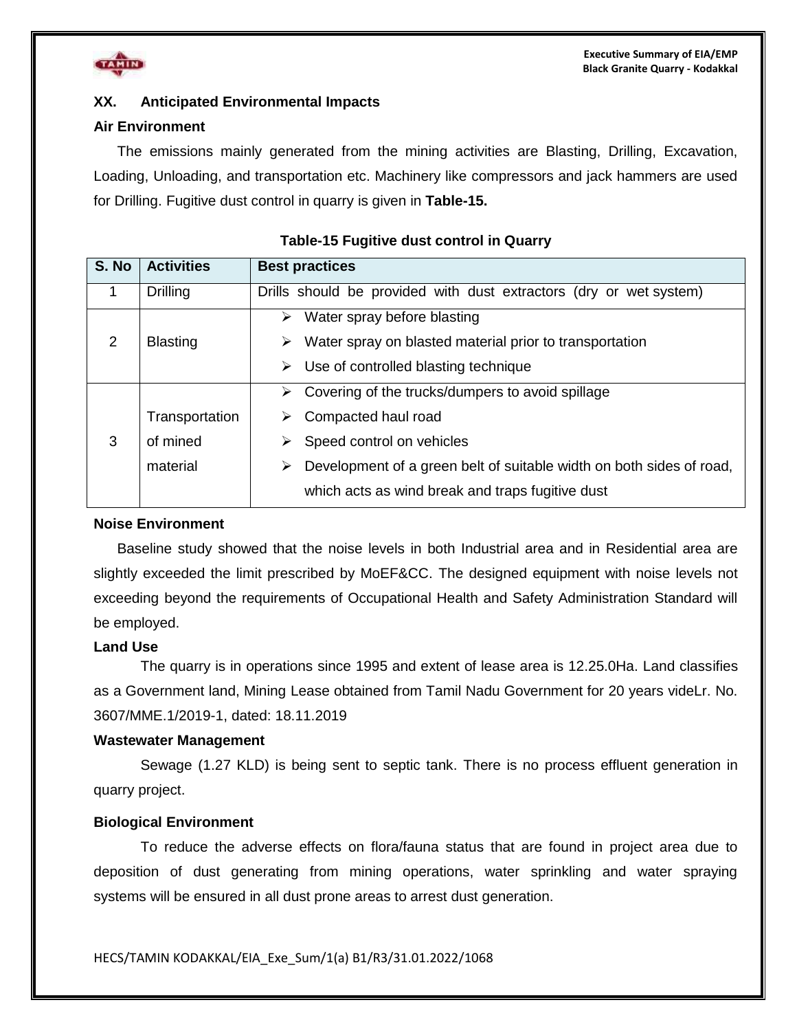## XX. Anticipated Environmental Impacts

### Air Environment

The emissions mainly generated from the mining activities are Blasting, Drilling, Excavation, Loading, Unloading, and transportation etc. Machinery like compressors and jack hammers are used for Drilling. Fugitive dust control in quarry is given in **Table-15.**

**Table-15 Fugitive dust control in Quarry**

| S. No | Activities | Best practices |
|---|---|---|
| 1 | Drilling | Drills should be provided with dust extractors (dry or wet system) |
| 2 | Blasting | ➢ Water spray before blasting<br>➢ Water spray on blasted material prior to transportation<br>➢ Use of controlled blasting technique |
| 3 | Transportation of mined material | ➢ Covering of the trucks/dumpers to avoid spillage<br>➢ Compacted haul road<br>➢ Speed control on vehicles<br>➢ Development of a green belt of suitable width on both sides of road, which acts as wind break and traps fugitive dust |

### Noise Environment

Baseline study showed that the noise levels in both Industrial area and in Residential area are slightly exceeded the limit prescribed by MoEF&CC. The designed equipment with noise levels not exceeding beyond the requirements of Occupational Health and Safety Administration Standard will be employed.

### Land Use

The quarry is in operations since 1995 and extent of lease area is 12.25.0Ha. Land classifies as a Government land, Mining Lease obtained from Tamil Nadu Government for 20 years videLr. No. 3607/MME.1/2019-1, dated: 18.11.2019

### Wastewater Management

Sewage (1.27 KLD) is being sent to septic tank. There is no process effluent generation in quarry project.

### Biological Environment

To reduce the adverse effects on flora/fauna status that are found in project area due to deposition of dust generating from mining operations, water sprinkling and water spraying systems will be ensured in all dust prone areas to arrest dust generation.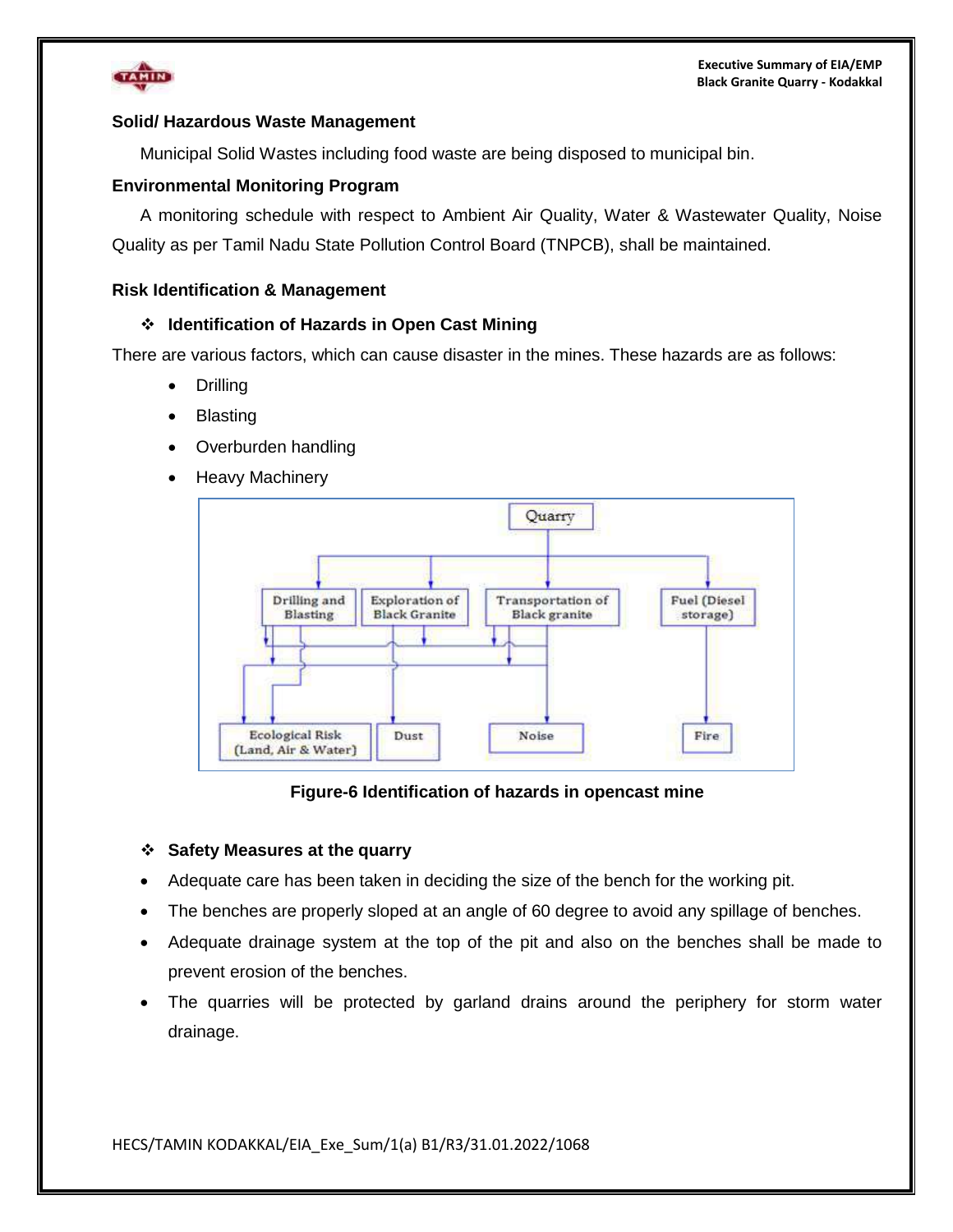### Solid/ Hazardous Waste Management

Municipal Solid Wastes including food waste are being disposed to municipal bin.

### Environmental Monitoring Program

A monitoring schedule with respect to Ambient Air Quality, Water & Wastewater Quality, Noise Quality as per Tamil Nadu State Pollution Control Board (TNPCB), shall be maintained.

### Risk Identification & Management

❖ **Identification of Hazards in Open Cast Mining**

There are various factors, which can cause disaster in the mines. These hazards are as follows:

- Drilling
- Blasting
- Overburden handling
- Heavy Machinery

**Figure-6 Identification of hazards in opencast mine**

❖ **Safety Measures at the quarry**

- Adequate care has been taken in deciding the size of the bench for the working pit.
- The benches are properly sloped at an angle of 60 degree to avoid any spillage of benches.
- Adequate drainage system at the top of the pit and also on the benches shall be made to prevent erosion of the benches.
- The quarries will be protected by garland drains around the periphery for storm water drainage.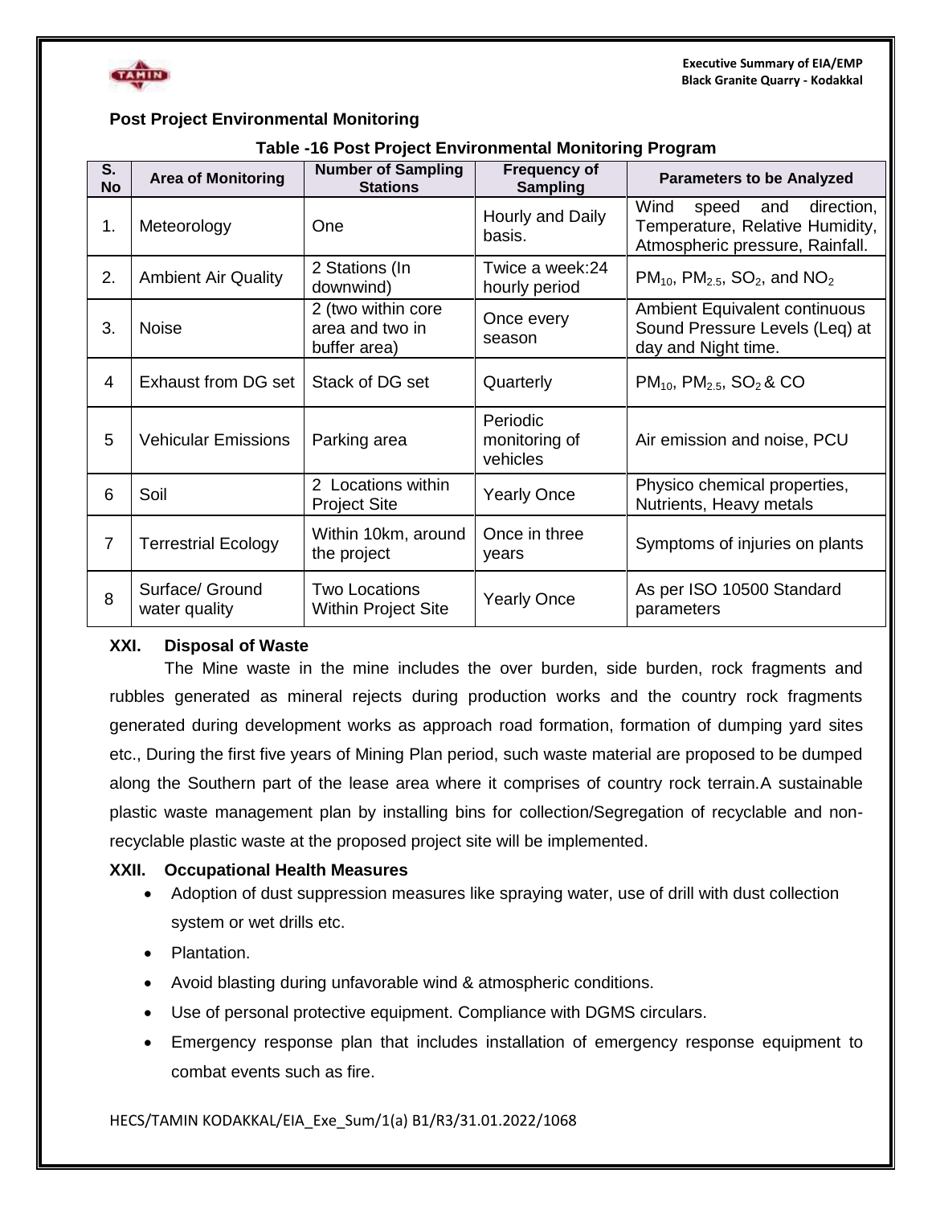## Post Project Environmental Monitoring

**Table -16 Post Project Environmental Monitoring Program**

| S. No | Area of Monitoring | Number of Sampling Stations | Frequency of Sampling | Parameters to be Analyzed |
|---|---|---|---|---|
| 1. | Meteorology | One | Hourly and Daily basis. | Wind speed and direction, Temperature, Relative Humidity, Atmospheric pressure, Rainfall. |
| 2. | Ambient Air Quality | 2 Stations (In downwind) | Twice a week:24 hourly period | $PM_{10}$, $PM_{2.5}$, $SO_2$, and $NO_2$ |
| 3. | Noise | 2 (two within core area and two in buffer area) | Once every season | Ambient Equivalent continuous Sound Pressure Levels (Leq) at day and Night time. |
| 4 | Exhaust from DG set | Stack of DG set | Quarterly | $PM_{10}$, $PM_{2.5}$, $SO_2$ & CO |
| 5 | Vehicular Emissions | Parking area | Periodic monitoring of vehicles | Air emission and noise, PCU |
| 6 | Soil | 2 Locations within Project Site | Yearly Once | Physico chemical properties, Nutrients, Heavy metals |
| 7 | Terrestrial Ecology | Within 10km, around the project | Once in three years | Symptoms of injuries on plants |
| 8 | Surface/ Ground water quality | Two Locations Within Project Site | Yearly Once | As per ISO 10500 Standard parameters |

### XXI. Disposal of Waste

The Mine waste in the mine includes the over burden, side burden, rock fragments and rubbles generated as mineral rejects during production works and the country rock fragments generated during development works as approach road formation, formation of dumping yard sites etc., During the first five years of Mining Plan period, such waste material are proposed to be dumped along the Southern part of the lease area where it comprises of country rock terrain.A sustainable plastic waste management plan by installing bins for collection/Segregation of recyclable and non-recyclable plastic waste at the proposed project site will be implemented.

### XXII. Occupational Health Measures

- Adoption of dust suppression measures like spraying water, use of drill with dust collection system or wet drills etc.
- Plantation.
- Avoid blasting during unfavorable wind & atmospheric conditions.
- Use of personal protective equipment. Compliance with DGMS circulars.
- Emergency response plan that includes installation of emergency response equipment to combat events such as fire.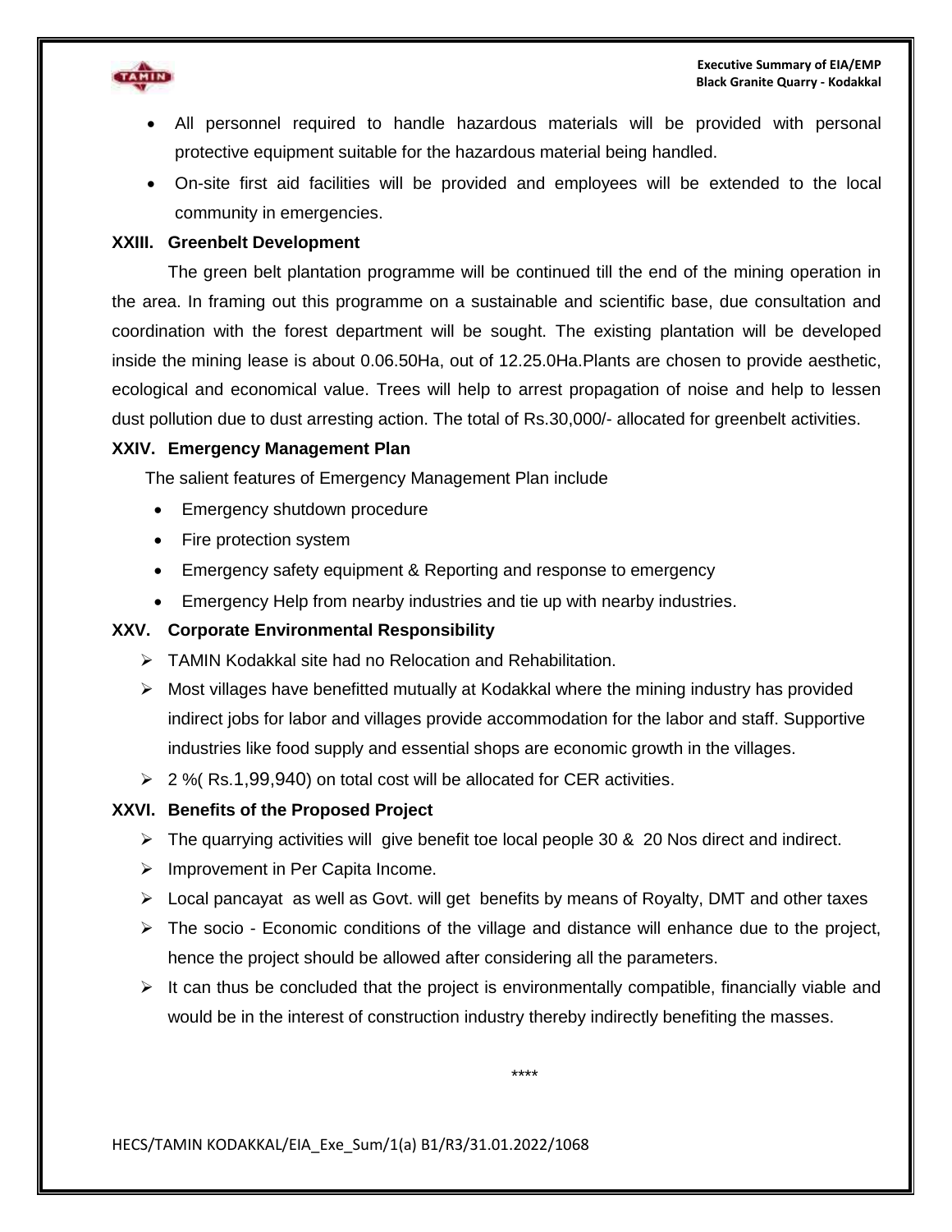- All personnel required to handle hazardous materials will be provided with personal protective equipment suitable for the hazardous material being handled.
- On-site first aid facilities will be provided and employees will be extended to the local community in emergencies.

### XXIII. Greenbelt Development

The green belt plantation programme will be continued till the end of the mining operation in the area. In framing out this programme on a sustainable and scientific base, due consultation and coordination with the forest department will be sought. The existing plantation will be developed inside the mining lease is about 0.06.50Ha, out of 12.25.0Ha.Plants are chosen to provide aesthetic, ecological and economical value. Trees will help to arrest propagation of noise and help to lessen dust pollution due to dust arresting action. The total of Rs.30,000/- allocated for greenbelt activities.

### XXIV. Emergency Management Plan

The salient features of Emergency Management Plan include

- Emergency shutdown procedure
- Fire protection system
- Emergency safety equipment & Reporting and response to emergency
- Emergency Help from nearby industries and tie up with nearby industries.

### XXV. Corporate Environmental Responsibility

- TAMIN Kodakkal site had no Relocation and Rehabilitation.
- Most villages have benefitted mutually at Kodakkal where the mining industry has provided indirect jobs for labor and villages provide accommodation for the labor and staff. Supportive industries like food supply and essential shops are economic growth in the villages.
- 2 %( Rs.1,99,940) on total cost will be allocated for CER activities.

### XXVI. Benefits of the Proposed Project

- The quarrying activities will give benefit toe local people 30 & 20 Nos direct and indirect.
- Improvement in Per Capita Income.
- Local pancayat as well as Govt. will get benefits by means of Royalty, DMT and other taxes
- The socio - Economic conditions of the village and distance will enhance due to the project, hence the project should be allowed after considering all the parameters.
- It can thus be concluded that the project is environmentally compatible, financially viable and would be in the interest of construction industry thereby indirectly benefiting the masses.

****